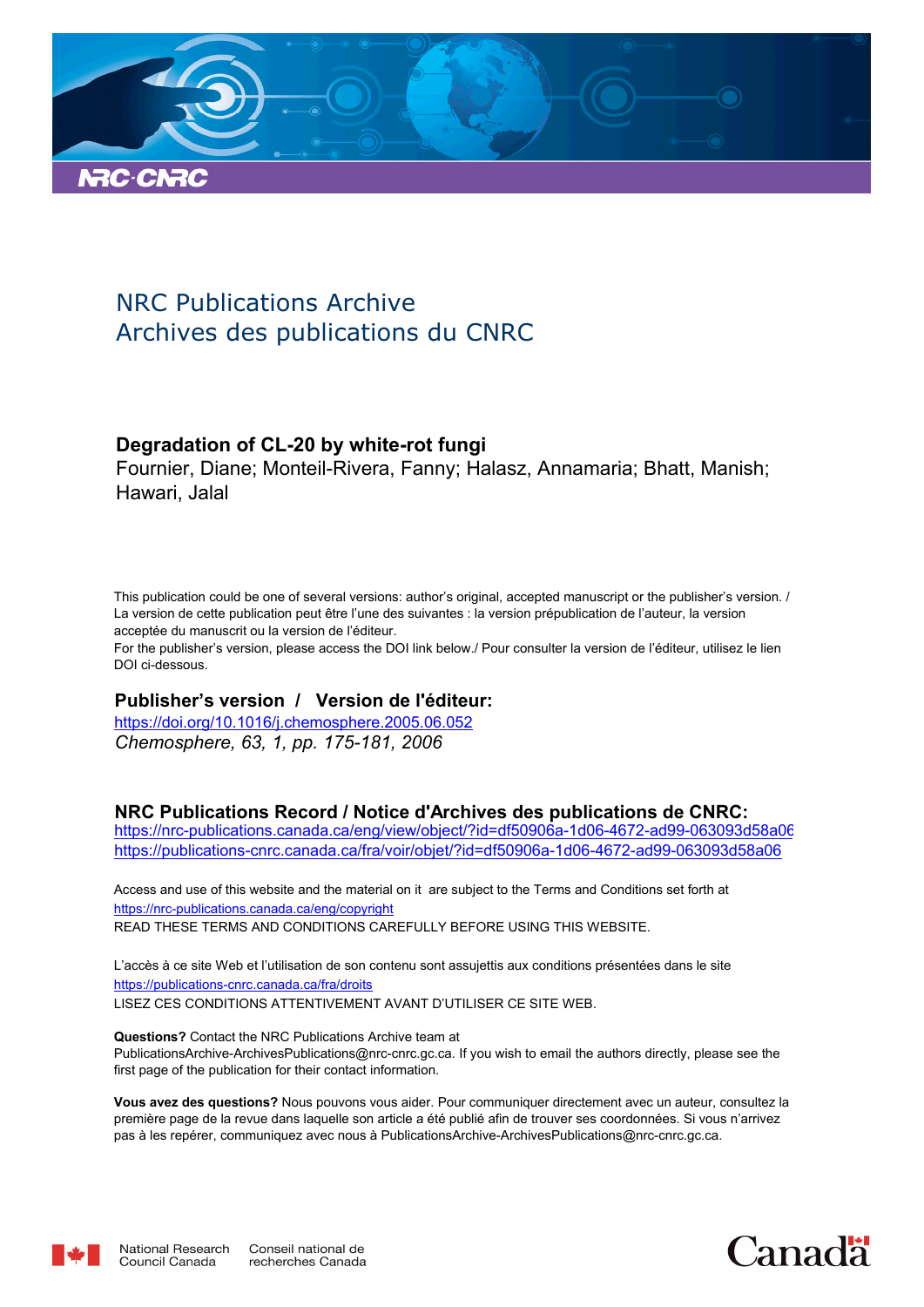NRC Publications Archive
Archives des publications du CNRC

**Degradation of CL-20 by white-rot fungi**
Fournier, Diane; Monteil-Rivera, Fanny; Halasz, Annamaria; Bhatt, Manish; Hawari, Jalal

This publication could be one of several versions: author's original, accepted manuscript or the publisher's version. / La version de cette publication peut être l'une des suivantes : la version prépublication de l'auteur, la version acceptée du manuscrit ou la version de l'éditeur.

For the publisher's version, please access the DOI link below./ Pour consulter la version de l'éditeur, utilisez le lien DOI ci-dessous.

**Publisher's version / Version de l'éditeur:**

https://doi.org/10.1016/j.chemosphere.2005.06.052

*Chemosphere, 63, 1, pp. 175-181, 2006*

**NRC Publications Record / Notice d'Archives des publications de CNRC:**

https://nrc-publications.canada.ca/eng/view/object/?id=df50906a-1d06-4672-ad99-063093d58a06

https://publications-cnrc.canada.ca/fra/voir/objet/?id=df50906a-1d06-4672-ad99-063093d58a06

Access and use of this website and the material on it are subject to the Terms and Conditions set forth at https://nrc-publications.canada.ca/eng/copyright

READ THESE TERMS AND CONDITIONS CAREFULLY BEFORE USING THIS WEBSITE.

L'accès à ce site Web et l'utilisation de son contenu sont assujettis aux conditions présentées dans le site https://publications-cnrc.canada.ca/fra/droits

LISEZ CES CONDITIONS ATTENTIVEMENT AVANT D'UTILISER CE SITE WEB.

**Questions?** Contact the NRC Publications Archive team at PublicationsArchive-ArchivesPublications@nrc-cnrc.gc.ca. If you wish to email the authors directly, please see the first page of the publication for their contact information.

**Vous avez des questions?** Nous pouvons vous aider. Pour communiquer directement avec un auteur, consultez la première page de la revue dans laquelle son article a été publié afin de trouver ses coordonnées. Si vous n'arrivez pas à les repérer, communiquez avec nous à PublicationsArchive-ArchivesPublications@nrc-cnrc.gc.ca.

National Research Council Canada | Conseil national de recherches Canada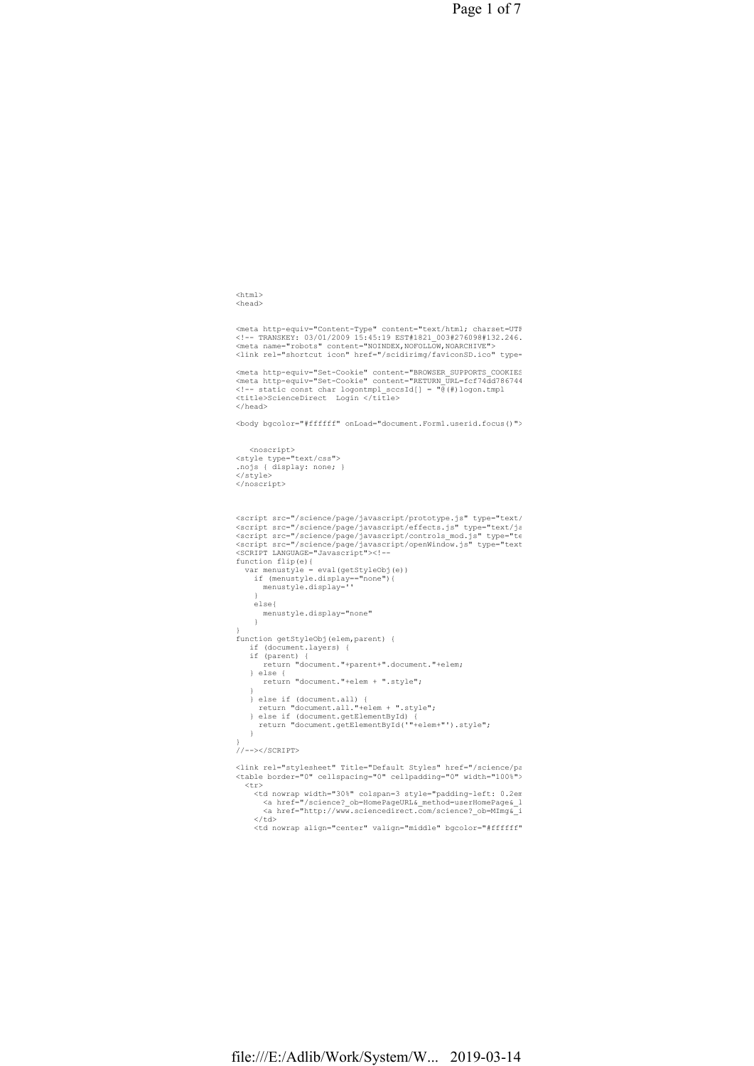```
<html>
<head>


<meta http-equiv="Content-Type" content="text/html; charset=UTF
<!-- TRANSKEY: 03/01/2009 15:45:19 EST#1821_003#276098#132.246.
<meta name="robots" content="NOINDEX,NOFOLLOW,NOARCHIVE">
<link rel="shortcut icon" href="/scidirimg/faviconSD.ico" type=

<meta http-equiv="Set-Cookie" content="BROWSER_SUPPORTS_COOKIES
<meta http-equiv="Set-Cookie" content="RETURN_URL=fcf74dd786744
<!-- static const char logontmpl_sccsId[] = "@(#)logon.tmpl
<title>ScienceDirect  Login </title>
</head>

<body bgcolor="#ffffff" onLoad="document.Form1.userid.focus()">


   <noscript>
<style type="text/css">
.nojs { display: none; }
</style>
</noscript>



<script src="/science/page/javascript/prototype.js" type="text/
<script src="/science/page/javascript/effects.js" type="text/ja
<script src="/science/page/javascript/controls_mod.js" type="te
<script src="/science/page/javascript/openWindow.js" type="text
<SCRIPT LANGUAGE="Javascript"><!--
function flip(e){
  var menustyle = eval(getStyleObj(e))
    if (menustyle.display=="none"){
      menustyle.display=''
    }
    else{
      menustyle.display="none"
    }
}
function getStyleObj(elem,parent) {
   if (document.layers) {
   if (parent) {
      return "document."+parent+".document."+elem;
   } else {
      return "document."+elem + ".style";
   }
   } else if (document.all) {
     return "document.all."+elem + ".style";
   } else if (document.getElementById) {
     return "document.getElementById('"+elem+"').style";
   }
}
//--></SCRIPT>

<link rel="stylesheet" Title="Default Styles" href="/science/pa
<table border="0" cellspacing="0" cellpadding="0" width="100%">
  <tr>
    <td nowrap width="30%" colspan=3 style="padding-left: 0.2em
      <a href="/science?_ob=HomePageURL&_method=userHomePage&_l
      <a href="http://www.sciencedirect.com/science?_ob=MImg&_i
    </td>
    <td nowrap align="center" valign="middle" bgcolor="#ffffff"
```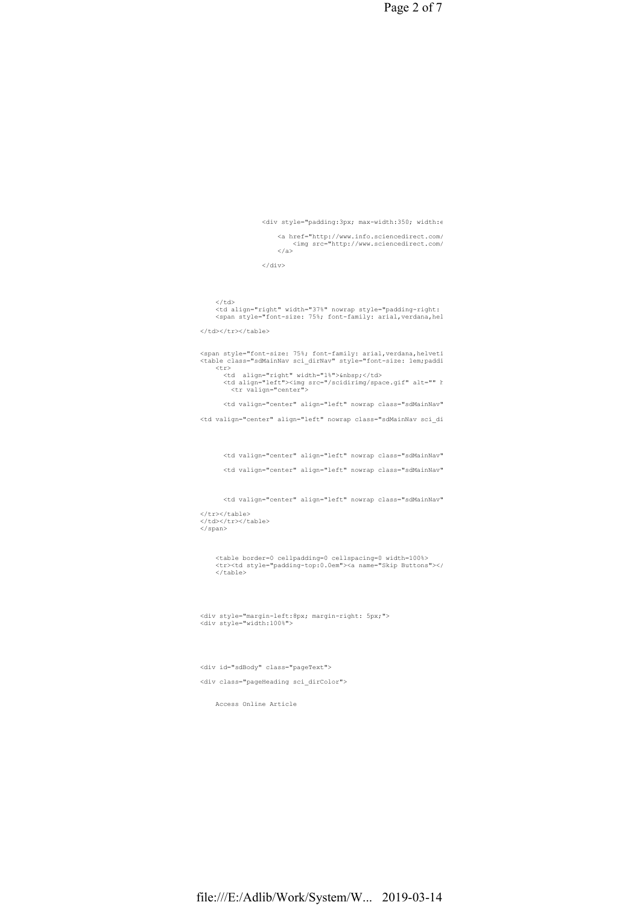```
<div style="padding:3px; max-width:350; width:e

    <a href="http://www.info.sciencedirect.com/
        <img src="http://www.sciencedirect.com/
    </a>

</div>




    </td>
    <td align="right" width="37%" nowrap style="padding-right:
    <span style="font-size: 75%; font-family: arial,verdana,hel

</td></tr></table>


<span style="font-size: 75%; font-family: arial,verdana,helveti
<table class="sdMainNav sci_dirNav" style="font-size: 1em;paddi
    <tr>
      <td  align="right" width="1%">&nbsp;</td>
      <td align="left"><img src="/scidirimg/space.gif" alt="" h
        <tr valign="center">

      <td valign="center" align="left" nowrap class="sdMainNav"

<td valign="center" align="left" nowrap class="sdMainNav sci_di



      <td valign="center" align="left" nowrap class="sdMainNav"

      <td valign="center" align="left" nowrap class="sdMainNav"


      <td valign="center" align="left" nowrap class="sdMainNav"

</tr></table>
</td></tr></table>
</span>



    <table border=0 cellpadding=0 cellspacing=0 width=100%>
    <tr><td style="padding-top:0.0em"><a name="Skip Buttons"></
    </table>




<div style="margin-left:8px; margin-right: 5px;">
<div style="width:100%">




<div id="sdBody" class="pageText">

<div class="pageHeading sci_dirColor">


    Access Online Article
```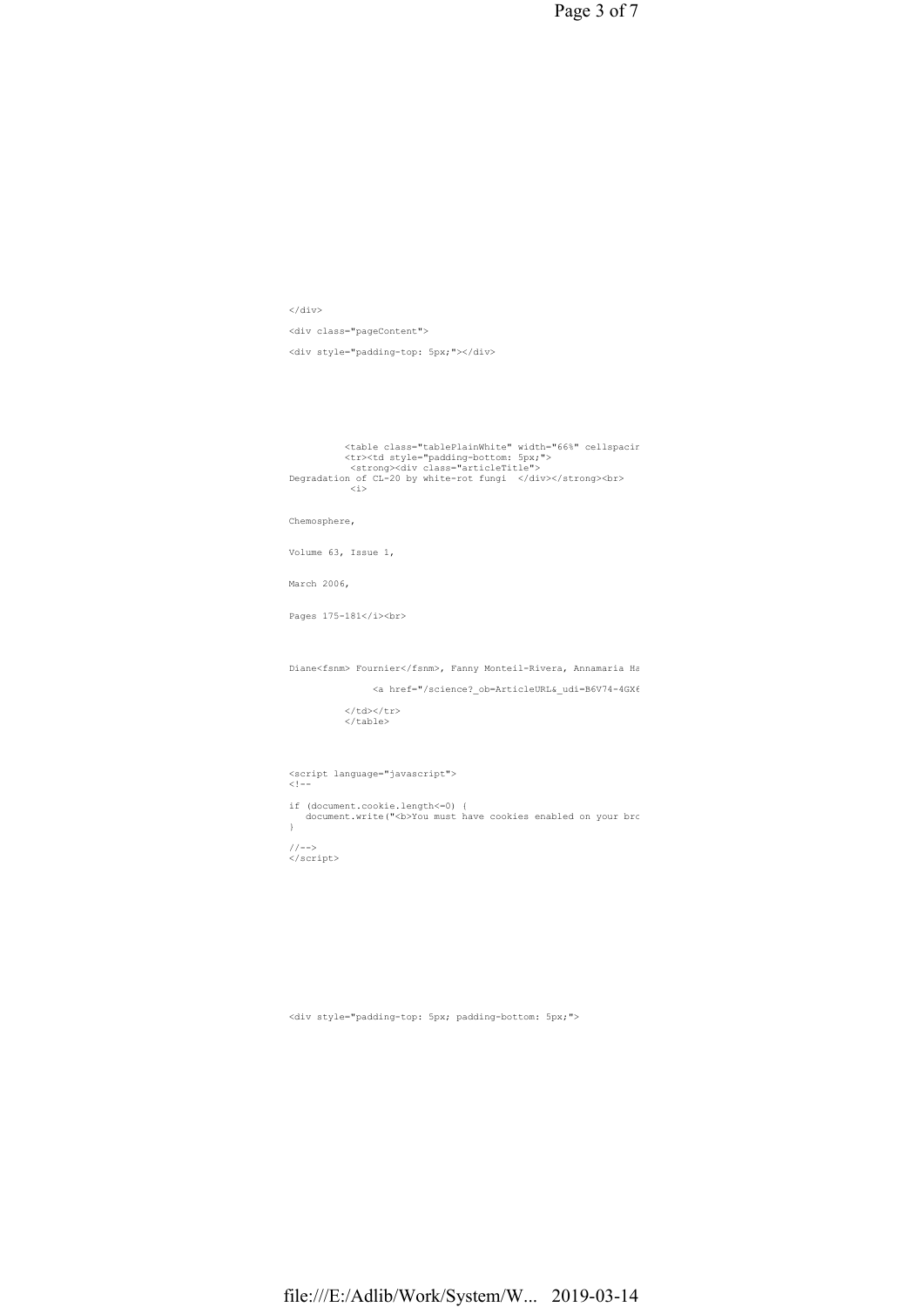```html
</div>

<div class="pageContent">

<div style="padding-top: 5px;"></div>




          <table class="tablePlainWhite" width="66%" cellspacir
          <tr><td style="padding-bottom: 5px;">
           <strong><div class="articleTitle">
Degradation of CL-20 by white-rot fungi  </div></strong><br>
           <i>


Chemosphere,


Volume 63, Issue 1,


March 2006,


Pages 175-181</i><br>



Diane<fsnm> Fournier</fsnm>, Fanny Monteil-Rivera, Annamaria Ha

               <a href="/science?_ob=ArticleURL&_udi=B6V74-4GX6

          </td></tr>
          </table>




<script language="javascript">
<!--

if (document.cookie.length<=0) {
   document.write("<b>You must have cookies enabled on your bro
}

//-->
</script>






<div style="padding-top: 5px; padding-bottom: 5px;">
```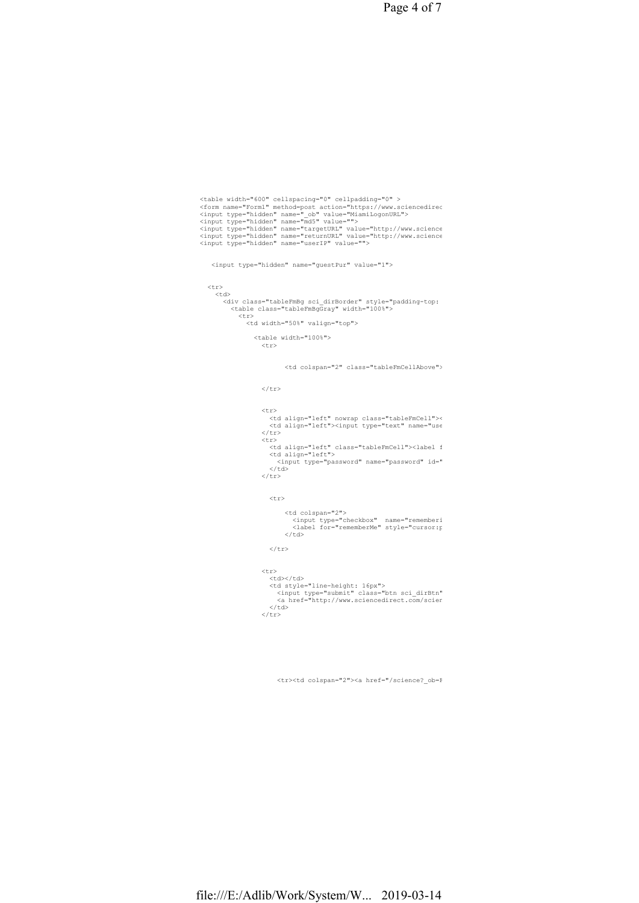```
<table width="600" cellspacing="0" cellpadding="0" >
<form name="Form1" method=post action="https://www.sciencedirec
<input type="hidden" name="_ob" value="MiamiLogonURL">
<input type="hidden" name="md5" value="">
<input type="hidden" name="targetURL" value="http://www.science
<input type="hidden" name="returnURL" value="http://www.science
<input type="hidden" name="userIP" value="">


   <input type="hidden" name="guestPur" value="1">


  <tr>
    <td>
      <div class="tableFmBg sci_dirBorder" style="padding-top:
        <table class="tableFmBgGray" width="100%">
          <tr>
            <td width="50%" valign="top">

              <table width="100%">
                <tr>


                      <td colspan="2" class="tableFmCellAbove">


                </tr>


                <tr>
                  <td align="left" nowrap class="tableFmCell"><
                  <td align="left"><input type="text" name="use
                </tr>
                <tr>
                  <td align="left" class="tableFmCell"><label f
                  <td align="left">
                    <input type="password" name="password" id="
                  </td>
                </tr>


                  <tr>

                      <td colspan="2">
                        <input type="checkbox"  name="rememberi
                        <label for="rememberMe" style="cursor:p
                      </td>

                  </tr>


                <tr>
                  <td></td>
                  <td style="line-height: 16px">
                    <input type="submit" class="btn sci_dirBtn"
                    <a href="http://www.sciencedirect.com/scier
                  </td>
                </tr>







                    <tr><td colspan="2"><a href="/science?_ob=F
```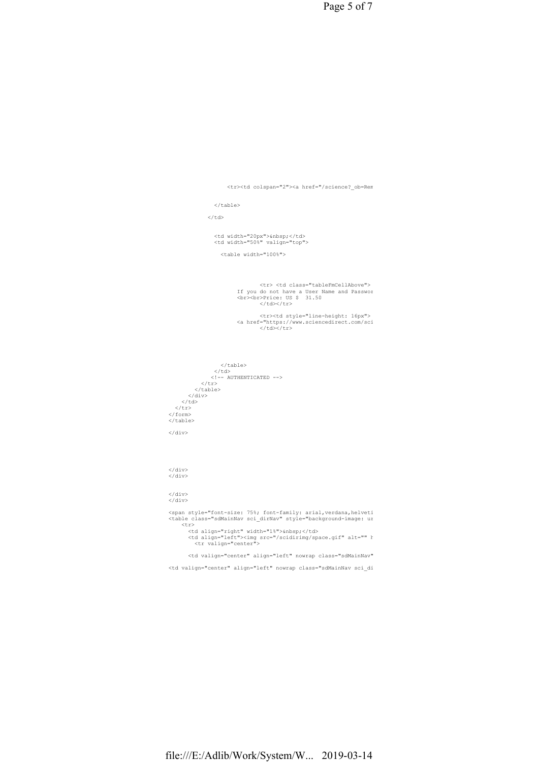```
                    <tr><td colspan="2"><a href="/science?_ob=Rem

              </table>

            </td>


              <td width="20px">&nbsp;</td>
              <td width="50%" valign="top">

                <table width="100%">



                          <tr> <td class="tableFmCellAbove">
                      If you do not have a User Name and Passwor
                      <br><br>Price: US $  31.50
                          </td></tr>

                          <tr><td style="line-height: 16px">
                      <a href="https://www.sciencedirect.com/sci
                          </td></tr>





                </table>
              </td>
            <!-- AUTHENTICATED -->
          </tr>
        </table>
      </div>
    </td>
  </tr>
</form>
</table>

</div>






</div>
</div>


</div>
</div>

<span style="font-size: 75%; font-family: arial,verdana,helveti
<table class="sdMainNav sci_dirNav" style="background-image: ur
    <tr>
      <td align="right" width="1%">&nbsp;</td>
      <td align="left"><img src="/scidirimg/space.gif" alt="" h
        <tr valign="center">

      <td valign="center" align="left" nowrap class="sdMainNav"

<td valign="center" align="left" nowrap class="sdMainNav sci_di
```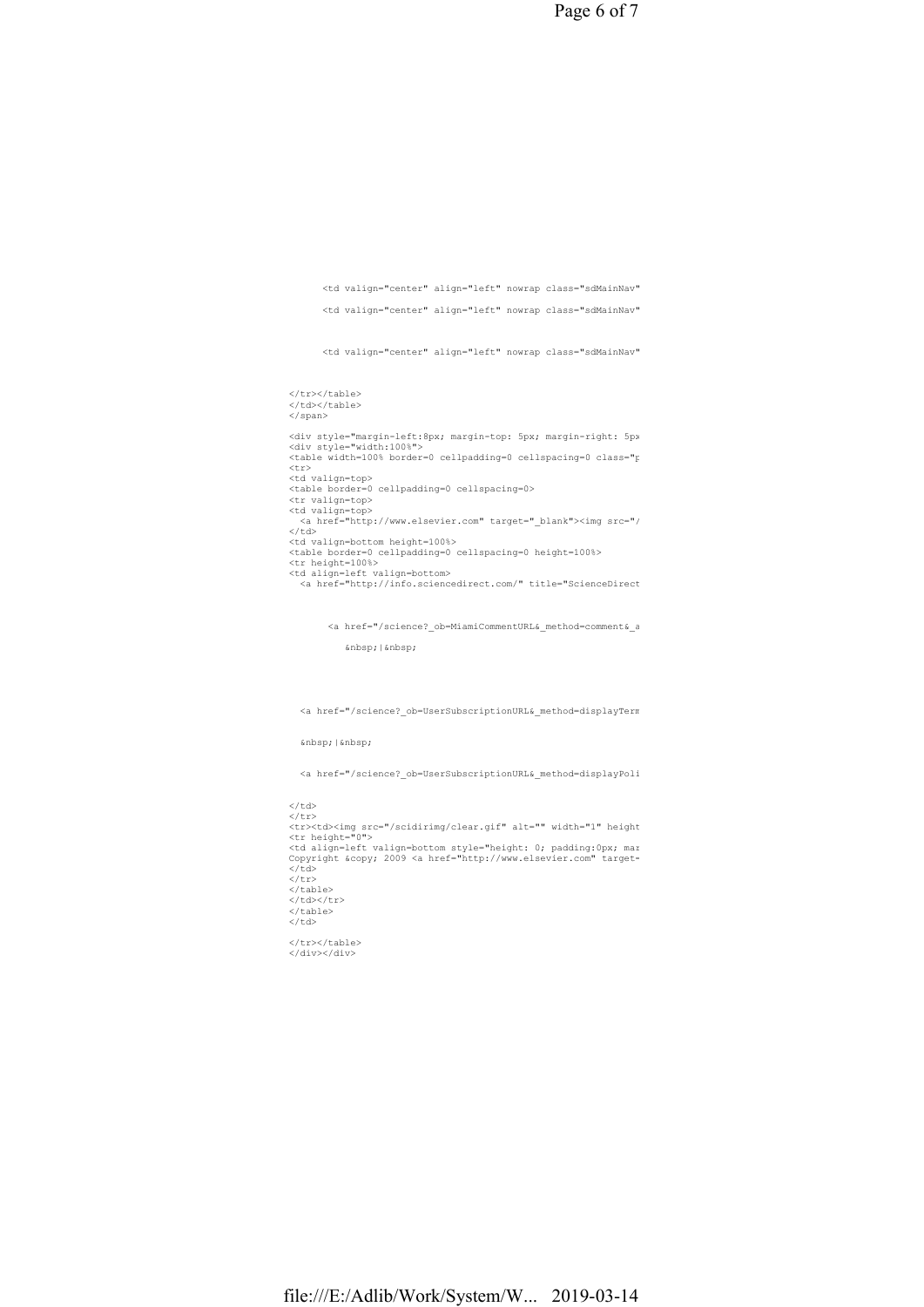```
      <td valign="center" align="left" nowrap class="sdMainNav"

      <td valign="center" align="left" nowrap class="sdMainNav"



      <td valign="center" align="left" nowrap class="sdMainNav"



</tr></table>
</td></table>
</span>

<div style="margin-left:8px; margin-top: 5px; margin-right: 5px
<div style="width:100%">
<table width=100% border=0 cellpadding=0 cellspacing=0 class="p
<tr>
<td valign=top>
<table border=0 cellpadding=0 cellspacing=0>
<tr valign=top>
<td valign=top>
  <a href="http://www.elsevier.com" target="_blank"><img src="/
</td>
<td valign=bottom height=100%>
<table border=0 cellpadding=0 cellspacing=0 height=100%>
<tr height=100%>
<td align=left valign=bottom>
  <a href="http://info.sciencedirect.com/" title="ScienceDirect



       <a href="/science?_ob=MiamiCommentURL&_method=comment&_a

          &nbsp;|&nbsp;





  <a href="/science?_ob=UserSubscriptionURL&_method=displayTerm


  &nbsp;|&nbsp;


  <a href="/science?_ob=UserSubscriptionURL&_method=displayPoli


</td>
</tr>
<tr><td><img src="/scidirimg/clear.gif" alt="" width="1" height
<tr height="0">
<td align=left valign=bottom style="height: 0; padding:0px; mar
Copyright &copy; 2009 <a href="http://www.elsevier.com" target=
</td>
</tr>
</table>
</td></tr>
</table>
</td>

</tr></table>
</div></div>
```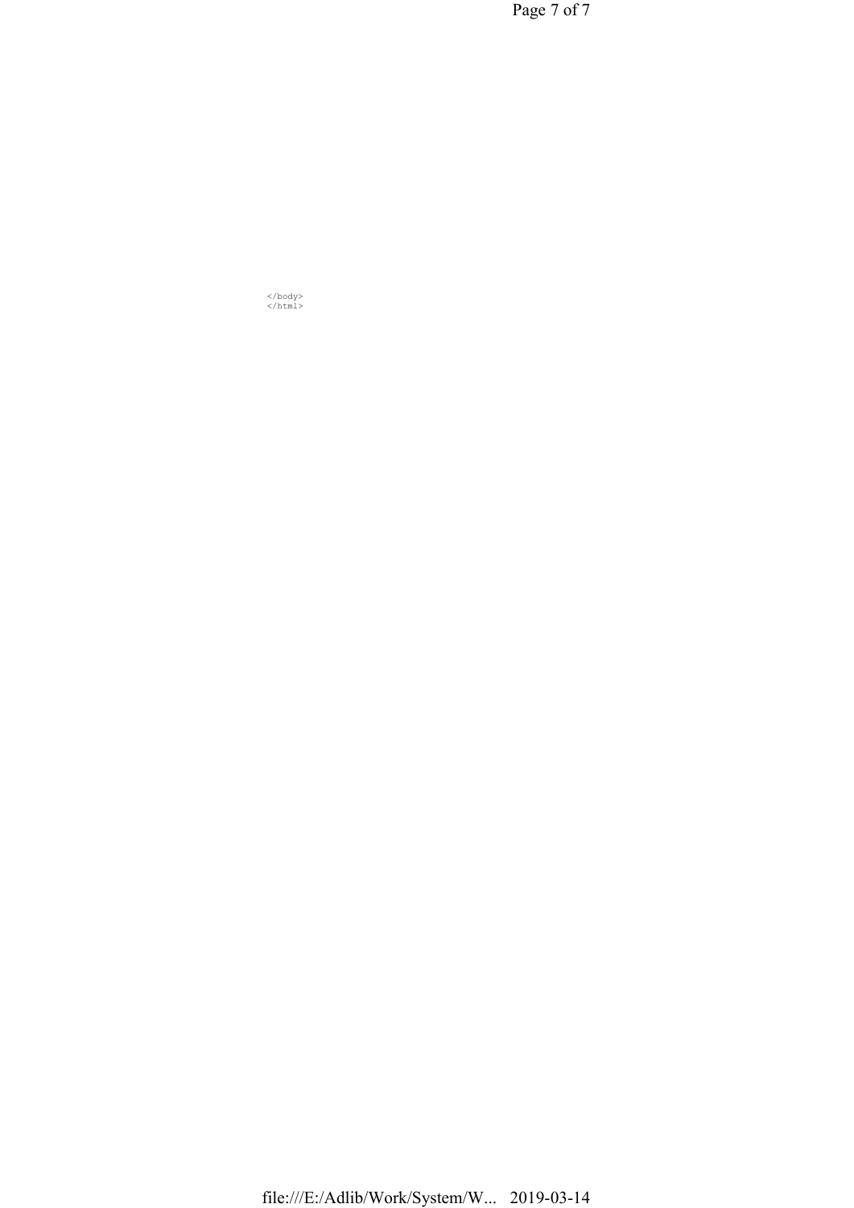```
</body>
</html>
```